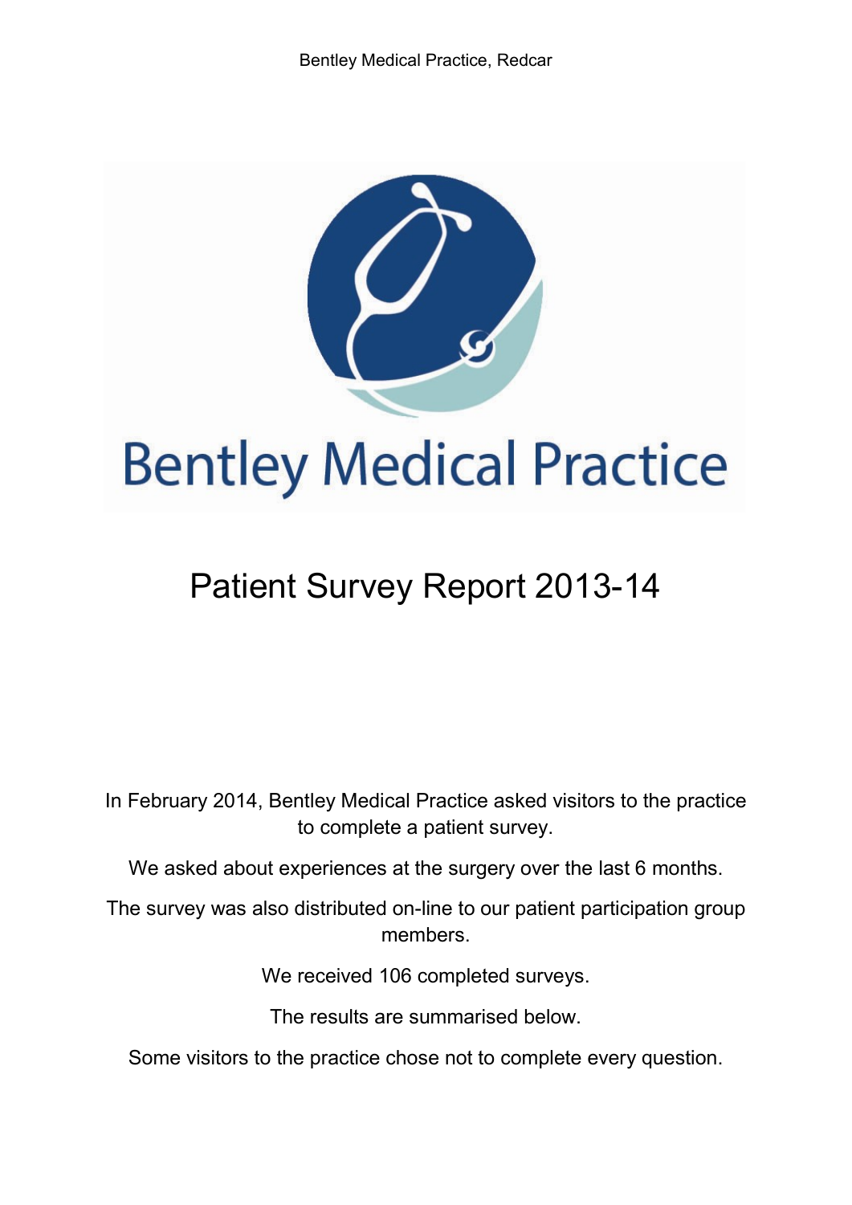# Bentley Medical Practice

## Patient Survey Report 2013-14

In February 2014, Bentley Medical Practice asked visitors to the practice to complete a patient survey.

We asked about experiences at the surgery over the last 6 months.

The survey was also distributed on-line to our patient participation group members.

We received 106 completed surveys.

The results are summarised below.

Some visitors to the practice chose not to complete every question.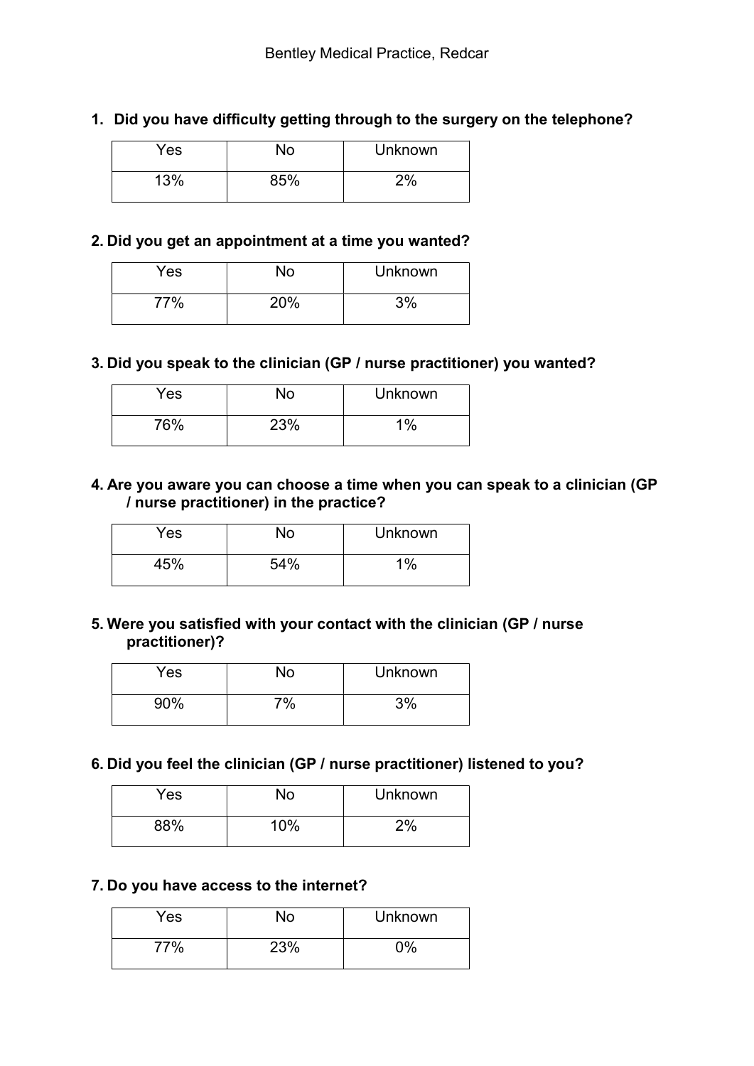**1. Did you have difficulty getting through to the surgery on the telephone?**

| Yes | No | Unknown |
|---|---|---|
| 13% | 85% | 2% |

**2. Did you get an appointment at a time you wanted?**

| Yes | No | Unknown |
|---|---|---|
| 77% | 20% | 3% |

**3. Did you speak to the clinician (GP / nurse practitioner) you wanted?**

| Yes | No | Unknown |
|---|---|---|
| 76% | 23% | 1% |

**4. Are you aware you can choose a time when you can speak to a clinician (GP / nurse practitioner) in the practice?**

| Yes | No | Unknown |
|---|---|---|
| 45% | 54% | 1% |

**5. Were you satisfied with your contact with the clinician (GP / nurse practitioner)?**

| Yes | No | Unknown |
|---|---|---|
| 90% | 7% | 3% |

**6. Did you feel the clinician (GP / nurse practitioner) listened to you?**

| Yes | No | Unknown |
|---|---|---|
| 88% | 10% | 2% |

**7. Do you have access to the internet?**

| Yes | No | Unknown |
|---|---|---|
| 77% | 23% | 0% |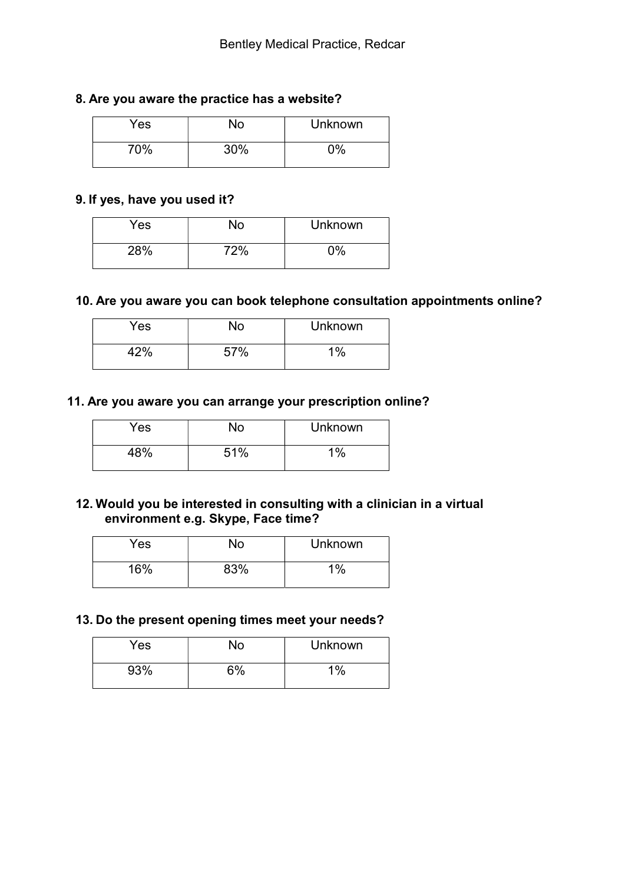**8. Are you aware the practice has a website?**

| Yes | No | Unknown |
|---|---|---|
| 70% | 30% | 0% |

**9. If yes, have you used it?**

| Yes | No | Unknown |
|---|---|---|
| 28% | 72% | 0% |

**10. Are you aware you can book telephone consultation appointments online?**

| Yes | No | Unknown |
|---|---|---|
| 42% | 57% | 1% |

**11. Are you aware you can arrange your prescription online?**

| Yes | No | Unknown |
|---|---|---|
| 48% | 51% | 1% |

**12. Would you be interested in consulting with a clinician in a virtual environment e.g. Skype, Face time?**

| Yes | No | Unknown |
|---|---|---|
| 16% | 83% | 1% |

**13. Do the present opening times meet your needs?**

| Yes | No | Unknown |
|---|---|---|
| 93% | 6% | 1% |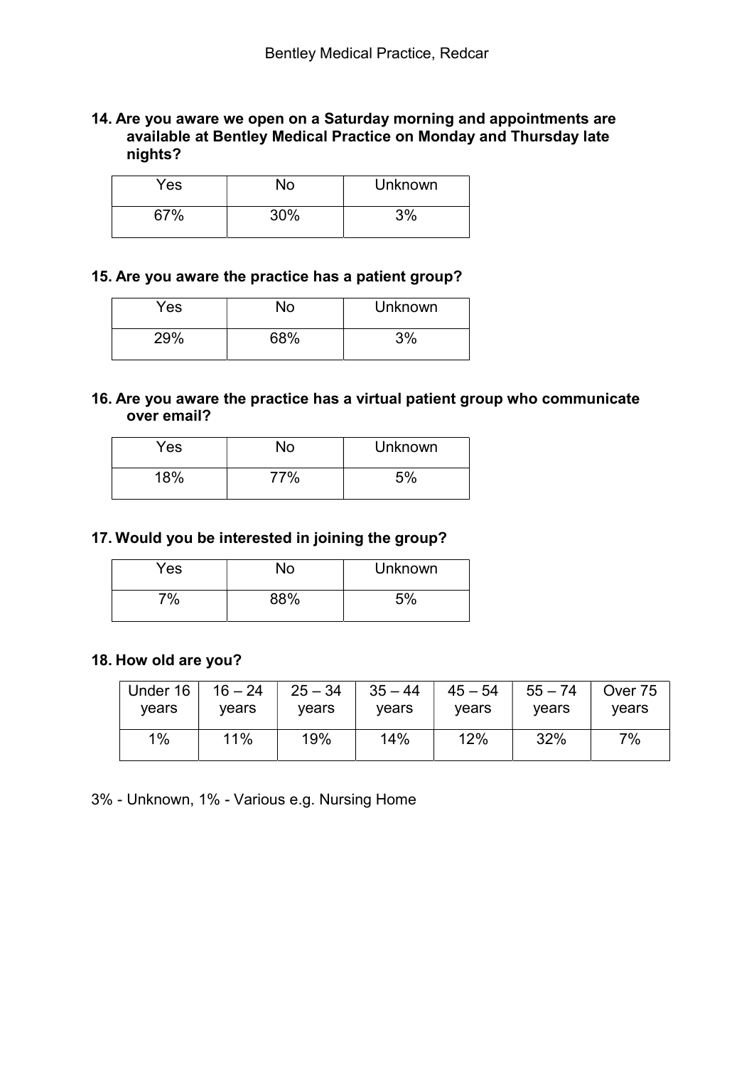**14. Are you aware we open on a Saturday morning and appointments are available at Bentley Medical Practice on Monday and Thursday late nights?**

| Yes | No | Unknown |
|---|---|---|
| 67% | 30% | 3% |

**15. Are you aware the practice has a patient group?**

| Yes | No | Unknown |
|---|---|---|
| 29% | 68% | 3% |

**16. Are you aware the practice has a virtual patient group who communicate over email?**

| Yes | No | Unknown |
|---|---|---|
| 18% | 77% | 5% |

**17. Would you be interested in joining the group?**

| Yes | No | Unknown |
|---|---|---|
| 7% | 88% | 5% |

**18. How old are you?**

| Under 16 years | 16 – 24 years | 25 – 34 years | 35 – 44 years | 45 – 54 years | 55 – 74 years | Over 75 years |
|---|---|---|---|---|---|---|
| 1% | 11% | 19% | 14% | 12% | 32% | 7% |

3% - Unknown, 1% - Various e.g. Nursing Home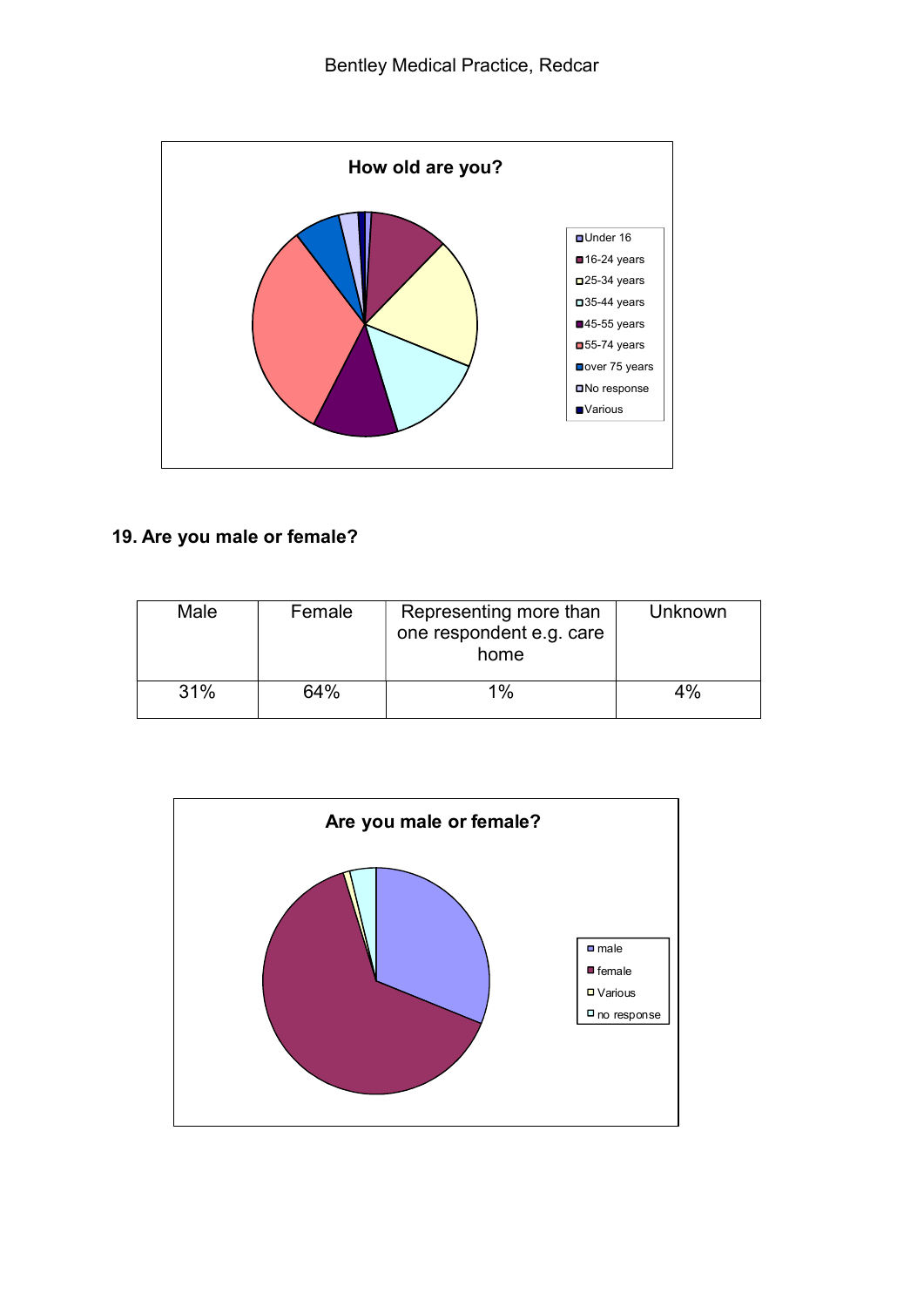How old are you?

Under 16
16-24 years
25-34 years
35-44 years
45-55 years
55-74 years
over 75 years
No response
Various

## 19. Are you male or female?

| Male | Female | Representing more than one respondent e.g. care home | Unknown |
|---|---|---|---|
| 31% | 64% | 1% | 4% |

Are you male or female?

male
female
Various
no response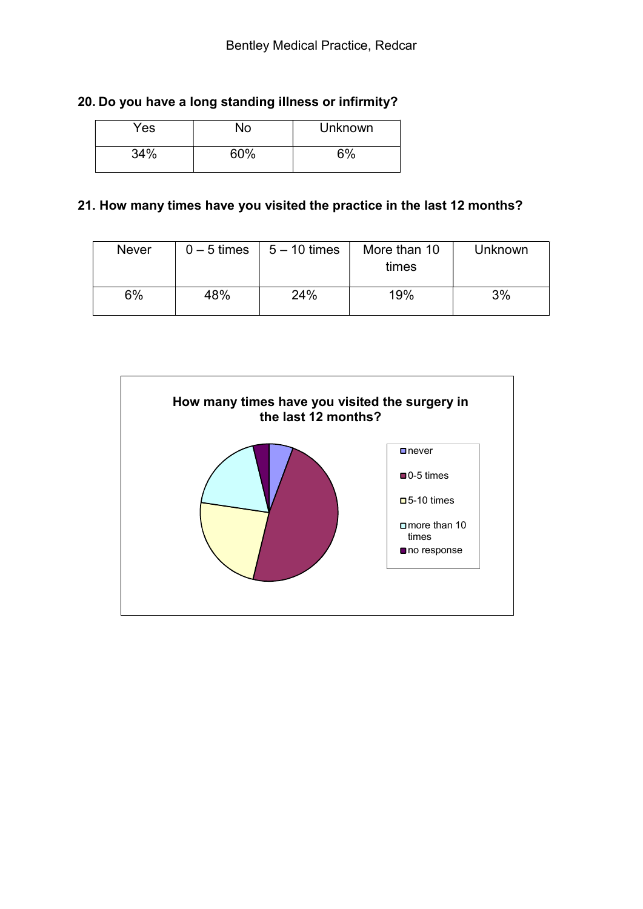## 20. Do you have a long standing illness or infirmity?

| Yes | No | Unknown |
|---|---|---|
| 34% | 60% | 6% |

## 21. How many times have you visited the practice in the last 12 months?

| Never | 0 – 5 times | 5 – 10 times | More than 10 times | Unknown |
|---|---|---|---|---|
| 6% | 48% | 24% | 19% | 3% |

**How many times have you visited the surgery in the last 12 months?**

- never
- 0-5 times
- 5-10 times
- more than 10 times
- no response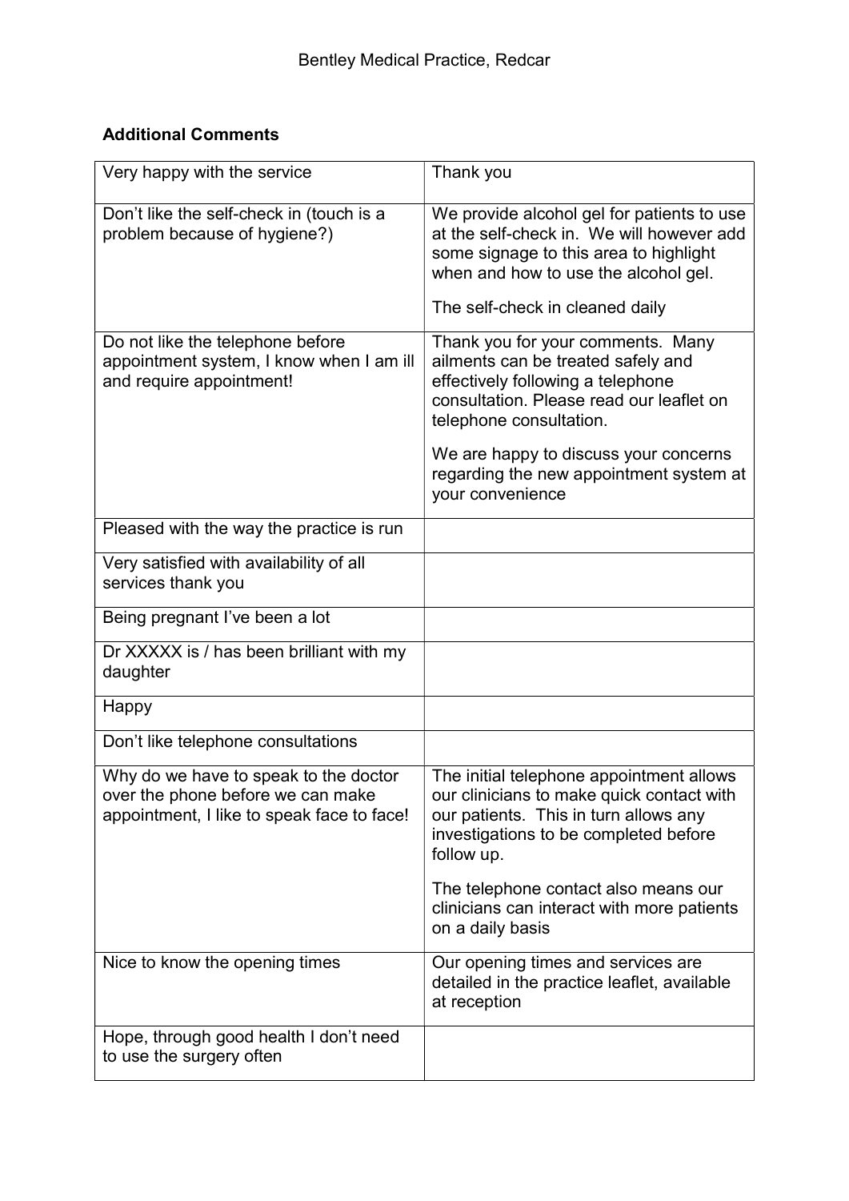## Additional Comments

| Comment | Response |
|---|---|
| Very happy with the service | Thank you |
| Don't like the self-check in (touch is a problem because of hygiene?) | We provide alcohol gel for patients to use at the self-check in. We will however add some signage to this area to highlight when and how to use the alcohol gel.<br><br>The self-check in cleaned daily |
| Do not like the telephone before appointment system, I know when I am ill and require appointment! | Thank you for your comments. Many ailments can be treated safely and effectively following a telephone consultation. Please read our leaflet on telephone consultation.<br><br>We are happy to discuss your concerns regarding the new appointment system at your convenience |
| Pleased with the way the practice is run | |
| Very satisfied with availability of all services thank you | |
| Being pregnant I've been a lot | |
| Dr XXXXX is / has been brilliant with my daughter | |
| Happy | |
| Don't like telephone consultations | |
| Why do we have to speak to the doctor over the phone before we can make appointment, I like to speak face to face! | The initial telephone appointment allows our clinicians to make quick contact with our patients. This in turn allows any investigations to be completed before follow up.<br><br>The telephone contact also means our clinicians can interact with more patients on a daily basis |
| Nice to know the opening times | Our opening times and services are detailed in the practice leaflet, available at reception |
| Hope, through good health I don't need to use the surgery often | |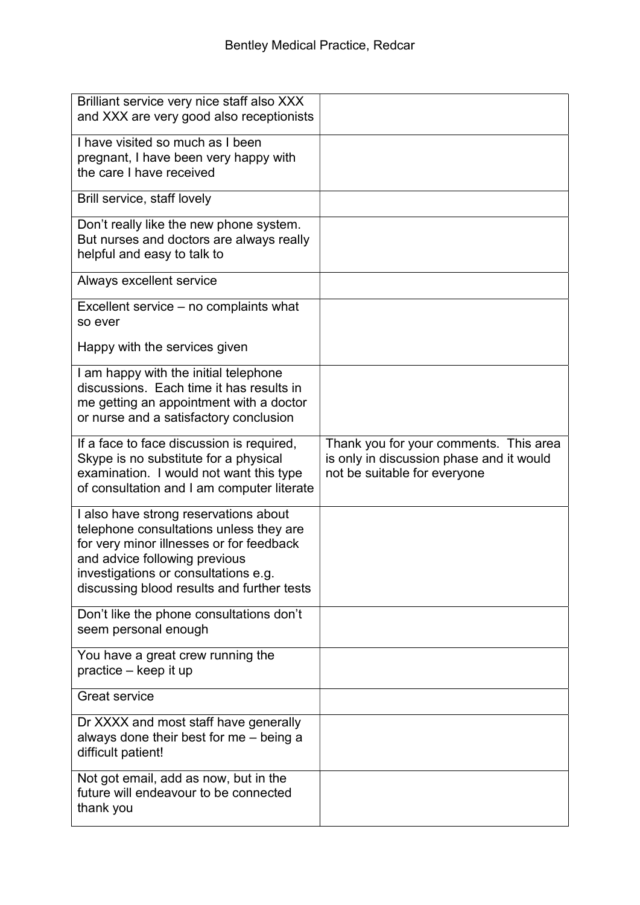| | |
|---|---|
| Brilliant service very nice staff also XXX and XXX are very good also receptionists | |
| I have visited so much as I been pregnant, I have been very happy with the care I have received | |
| Brill service, staff lovely | |
| Don't really like the new phone system. But nurses and doctors are always really helpful and easy to talk to | |
| Always excellent service | |
| Excellent service – no complaints what so ever<br><br>Happy with the services given | |
| I am happy with the initial telephone discussions. Each time it has results in me getting an appointment with a doctor or nurse and a satisfactory conclusion | |
| If a face to face discussion is required, Skype is no substitute for a physical examination. I would not want this type of consultation and I am computer literate | Thank you for your comments. This area is only in discussion phase and it would not be suitable for everyone |
| I also have strong reservations about telephone consultations unless they are for very minor illnesses or for feedback and advice following previous investigations or consultations e.g. discussing blood results and further tests | |
| Don't like the phone consultations don't seem personal enough | |
| You have a great crew running the practice – keep it up | |
| Great service | |
| Dr XXXX and most staff have generally always done their best for me – being a difficult patient! | |
| Not got email, add as now, but in the future will endeavour to be connected thank you | |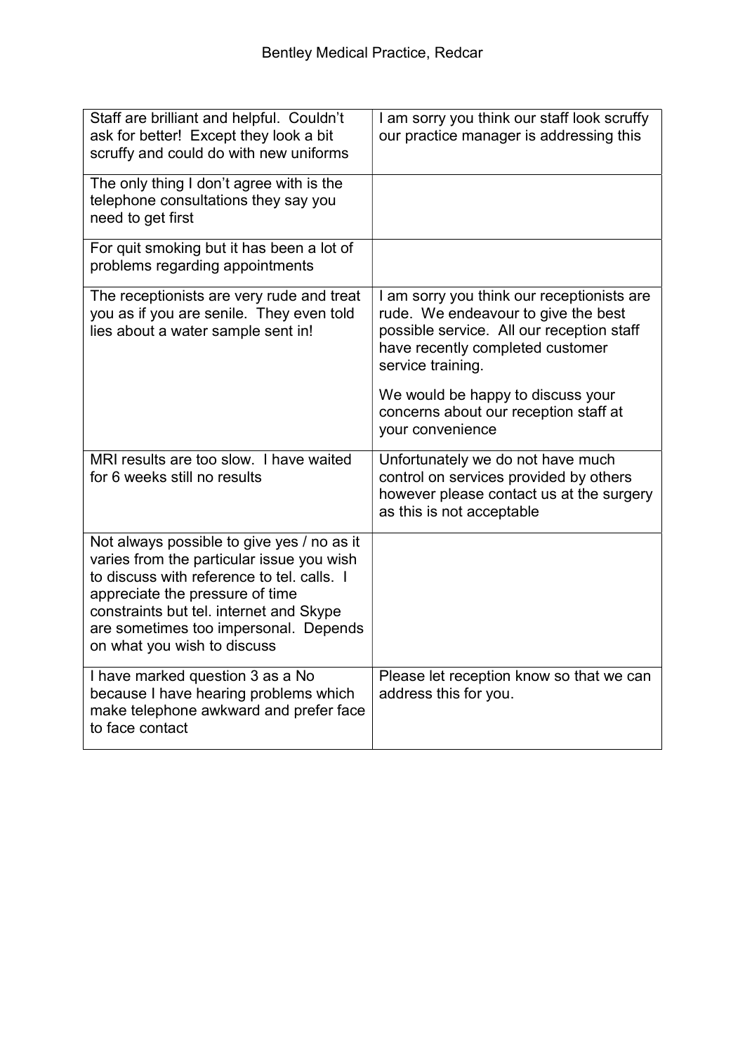| | |
|---|---|
| Staff are brilliant and helpful. Couldn't ask for better! Except they look a bit scruffy and could do with new uniforms | I am sorry you think our staff look scruffy our practice manager is addressing this |
| The only thing I don't agree with is the telephone consultations they say you need to get first | |
| For quit smoking but it has been a lot of problems regarding appointments | |
| The receptionists are very rude and treat you as if you are senile. They even told lies about a water sample sent in! | I am sorry you think our receptionists are rude. We endeavour to give the best possible service. All our reception staff have recently completed customer service training.<br><br>We would be happy to discuss your concerns about our reception staff at your convenience |
| MRI results are too slow. I have waited for 6 weeks still no results | Unfortunately we do not have much control on services provided by others however please contact us at the surgery as this is not acceptable |
| Not always possible to give yes / no as it varies from the particular issue you wish to discuss with reference to tel. calls. I appreciate the pressure of time constraints but tel. internet and Skype are sometimes too impersonal. Depends on what you wish to discuss | |
| I have marked question 3 as a No because I have hearing problems which make telephone awkward and prefer face to face contact | Please let reception know so that we can address this for you. |